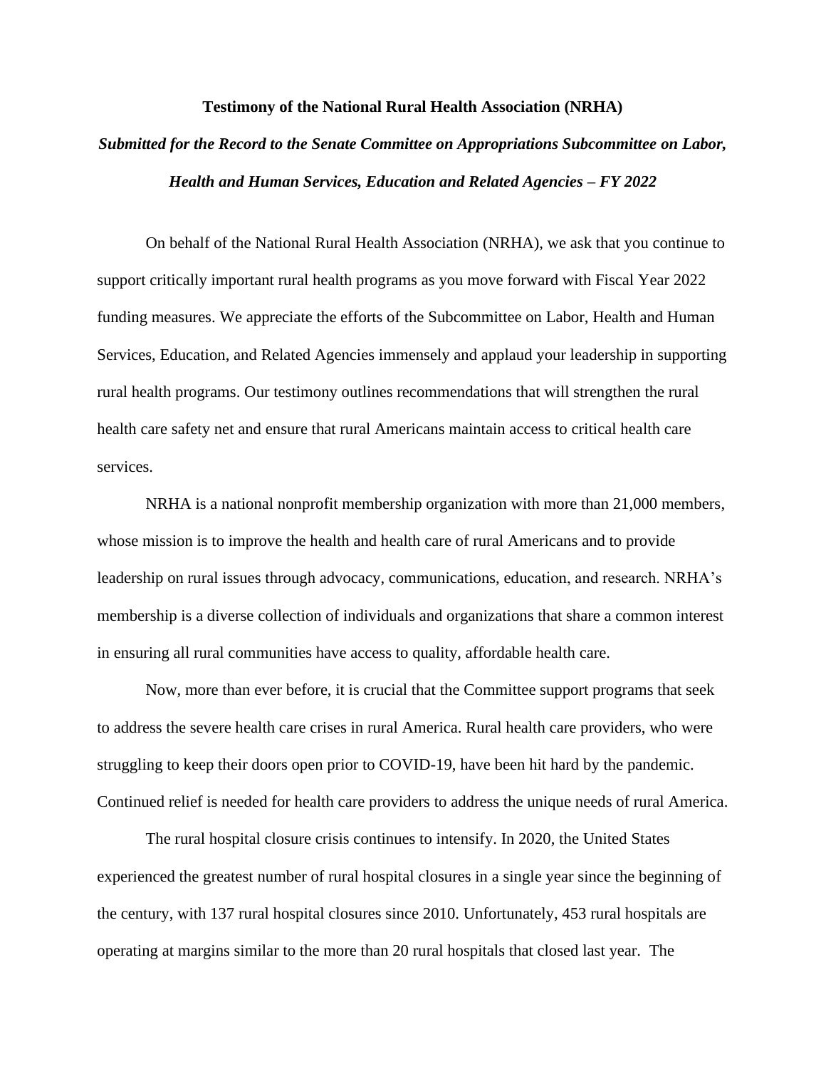**Testimony of the National Rural Health Association (NRHA)**

***Submitted for the Record to the Senate Committee on Appropriations Subcommittee on Labor, Health and Human Services, Education and Related Agencies – FY 2022***

On behalf of the National Rural Health Association (NRHA), we ask that you continue to support critically important rural health programs as you move forward with Fiscal Year 2022 funding measures. We appreciate the efforts of the Subcommittee on Labor, Health and Human Services, Education, and Related Agencies immensely and applaud your leadership in supporting rural health programs. Our testimony outlines recommendations that will strengthen the rural health care safety net and ensure that rural Americans maintain access to critical health care services.

NRHA is a national nonprofit membership organization with more than 21,000 members, whose mission is to improve the health and health care of rural Americans and to provide leadership on rural issues through advocacy, communications, education, and research. NRHA's membership is a diverse collection of individuals and organizations that share a common interest in ensuring all rural communities have access to quality, affordable health care.

Now, more than ever before, it is crucial that the Committee support programs that seek to address the severe health care crises in rural America. Rural health care providers, who were struggling to keep their doors open prior to COVID-19, have been hit hard by the pandemic. Continued relief is needed for health care providers to address the unique needs of rural America.

The rural hospital closure crisis continues to intensify. In 2020, the United States experienced the greatest number of rural hospital closures in a single year since the beginning of the century, with 137 rural hospital closures since 2010. Unfortunately, 453 rural hospitals are operating at margins similar to the more than 20 rural hospitals that closed last year. The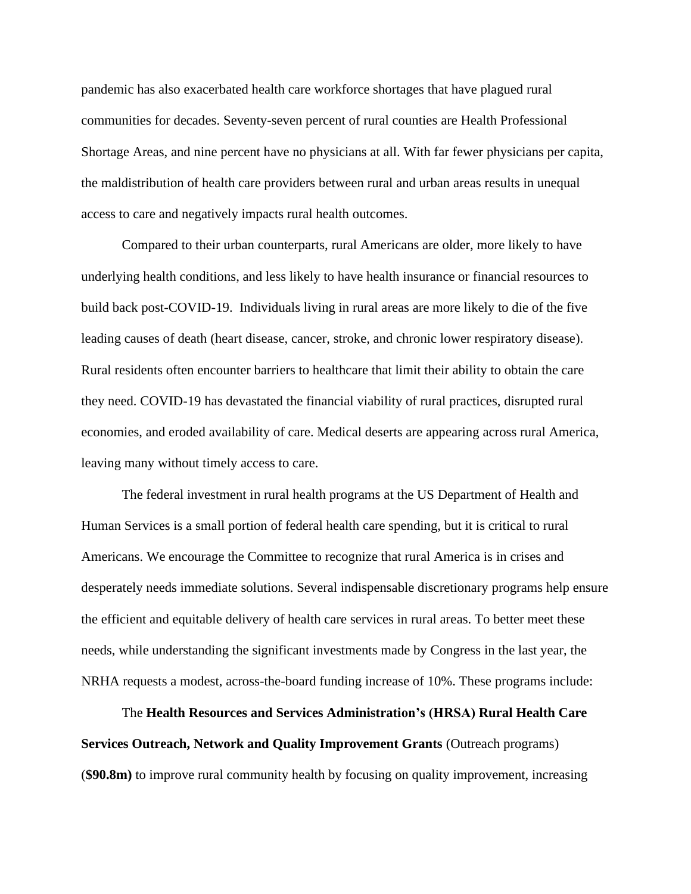pandemic has also exacerbated health care workforce shortages that have plagued rural communities for decades. Seventy-seven percent of rural counties are Health Professional Shortage Areas, and nine percent have no physicians at all. With far fewer physicians per capita, the maldistribution of health care providers between rural and urban areas results in unequal access to care and negatively impacts rural health outcomes.

Compared to their urban counterparts, rural Americans are older, more likely to have underlying health conditions, and less likely to have health insurance or financial resources to build back post-COVID-19. Individuals living in rural areas are more likely to die of the five leading causes of death (heart disease, cancer, stroke, and chronic lower respiratory disease). Rural residents often encounter barriers to healthcare that limit their ability to obtain the care they need. COVID-19 has devastated the financial viability of rural practices, disrupted rural economies, and eroded availability of care. Medical deserts are appearing across rural America, leaving many without timely access to care.

The federal investment in rural health programs at the US Department of Health and Human Services is a small portion of federal health care spending, but it is critical to rural Americans. We encourage the Committee to recognize that rural America is in crises and desperately needs immediate solutions. Several indispensable discretionary programs help ensure the efficient and equitable delivery of health care services in rural areas. To better meet these needs, while understanding the significant investments made by Congress in the last year, the NRHA requests a modest, across-the-board funding increase of 10%. These programs include:

The **Health Resources and Services Administration's (HRSA) Rural Health Care Services Outreach, Network and Quality Improvement Grants** (Outreach programs) (**$90.8m)** to improve rural community health by focusing on quality improvement, increasing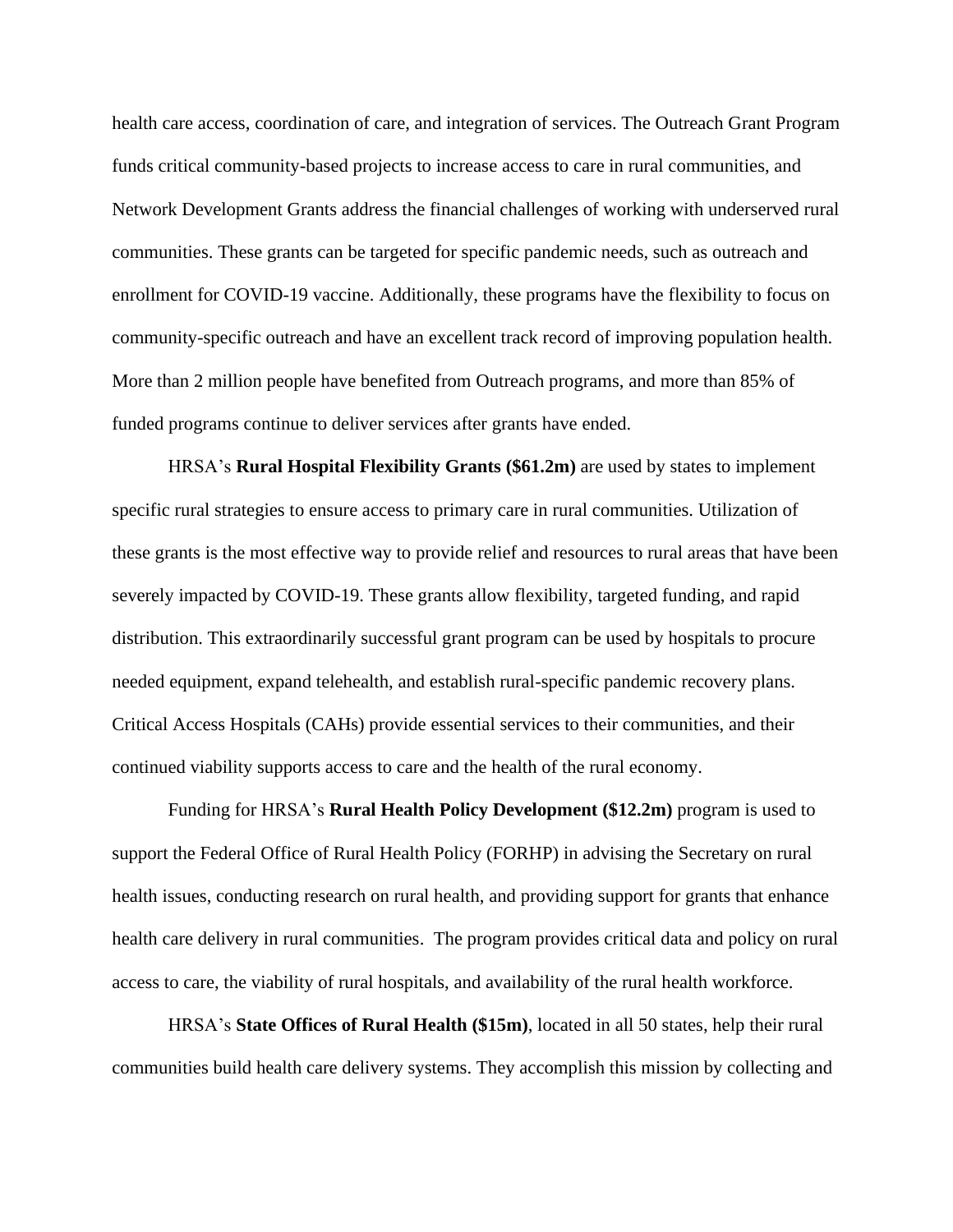health care access, coordination of care, and integration of services. The Outreach Grant Program funds critical community-based projects to increase access to care in rural communities, and Network Development Grants address the financial challenges of working with underserved rural communities. These grants can be targeted for specific pandemic needs, such as outreach and enrollment for COVID-19 vaccine. Additionally, these programs have the flexibility to focus on community-specific outreach and have an excellent track record of improving population health. More than 2 million people have benefited from Outreach programs, and more than 85% of funded programs continue to deliver services after grants have ended.

HRSA's **Rural Hospital Flexibility Grants ($61.2m)** are used by states to implement specific rural strategies to ensure access to primary care in rural communities. Utilization of these grants is the most effective way to provide relief and resources to rural areas that have been severely impacted by COVID-19. These grants allow flexibility, targeted funding, and rapid distribution. This extraordinarily successful grant program can be used by hospitals to procure needed equipment, expand telehealth, and establish rural-specific pandemic recovery plans. Critical Access Hospitals (CAHs) provide essential services to their communities, and their continued viability supports access to care and the health of the rural economy.

Funding for HRSA's **Rural Health Policy Development ($12.2m)** program is used to support the Federal Office of Rural Health Policy (FORHP) in advising the Secretary on rural health issues, conducting research on rural health, and providing support for grants that enhance health care delivery in rural communities. The program provides critical data and policy on rural access to care, the viability of rural hospitals, and availability of the rural health workforce.

HRSA's **State Offices of Rural Health ($15m)**, located in all 50 states, help their rural communities build health care delivery systems. They accomplish this mission by collecting and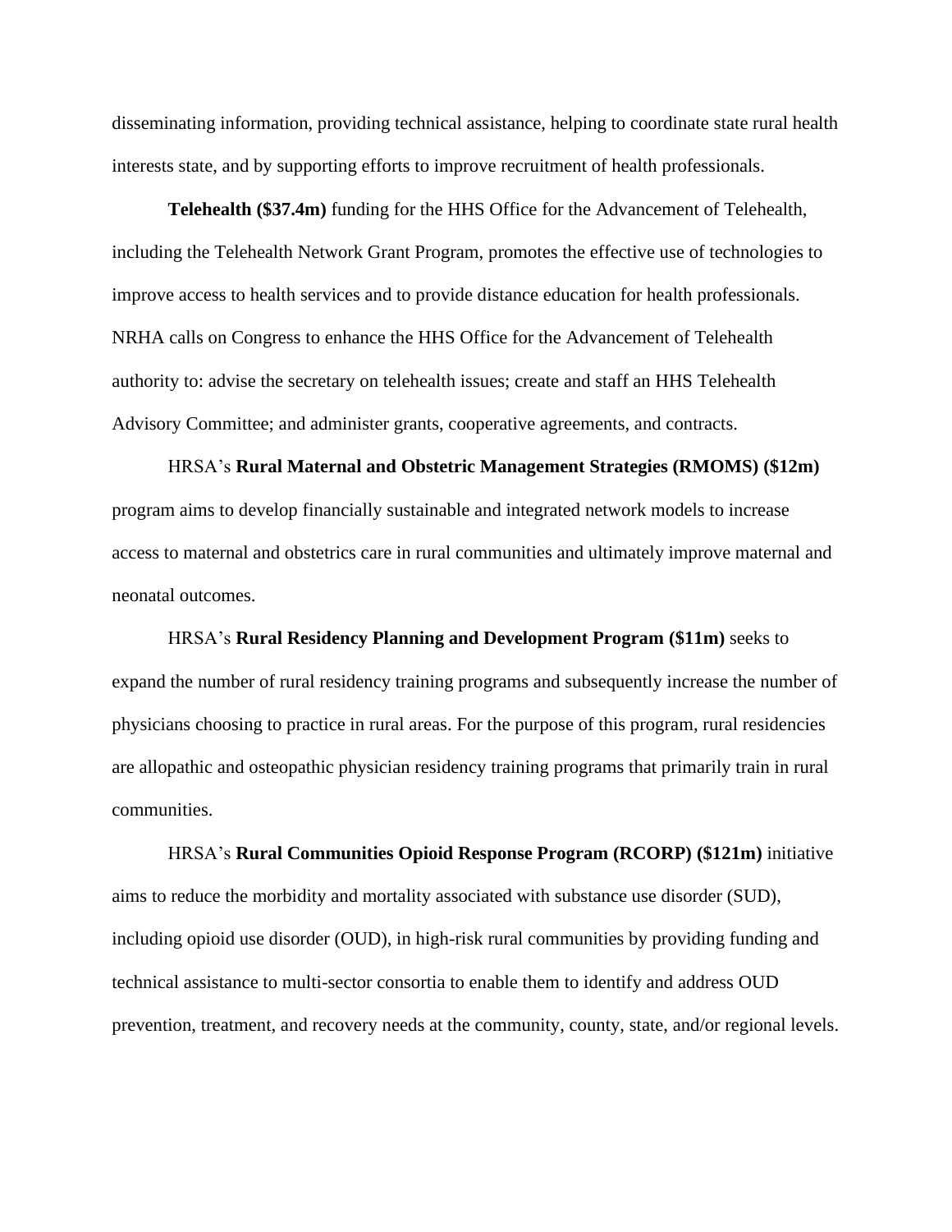disseminating information, providing technical assistance, helping to coordinate state rural health interests state, and by supporting efforts to improve recruitment of health professionals.

**Telehealth ($37.4m)** funding for the HHS Office for the Advancement of Telehealth, including the Telehealth Network Grant Program, promotes the effective use of technologies to improve access to health services and to provide distance education for health professionals. NRHA calls on Congress to enhance the HHS Office for the Advancement of Telehealth authority to: advise the secretary on telehealth issues; create and staff an HHS Telehealth Advisory Committee; and administer grants, cooperative agreements, and contracts.

HRSA's **Rural Maternal and Obstetric Management Strategies (RMOMS) ($12m)** program aims to develop financially sustainable and integrated network models to increase access to maternal and obstetrics care in rural communities and ultimately improve maternal and neonatal outcomes.

HRSA's **Rural Residency Planning and Development Program ($11m)** seeks to expand the number of rural residency training programs and subsequently increase the number of physicians choosing to practice in rural areas. For the purpose of this program, rural residencies are allopathic and osteopathic physician residency training programs that primarily train in rural communities.

HRSA's **Rural Communities Opioid Response Program (RCORP) ($121m)** initiative aims to reduce the morbidity and mortality associated with substance use disorder (SUD), including opioid use disorder (OUD), in high-risk rural communities by providing funding and technical assistance to multi-sector consortia to enable them to identify and address OUD prevention, treatment, and recovery needs at the community, county, state, and/or regional levels.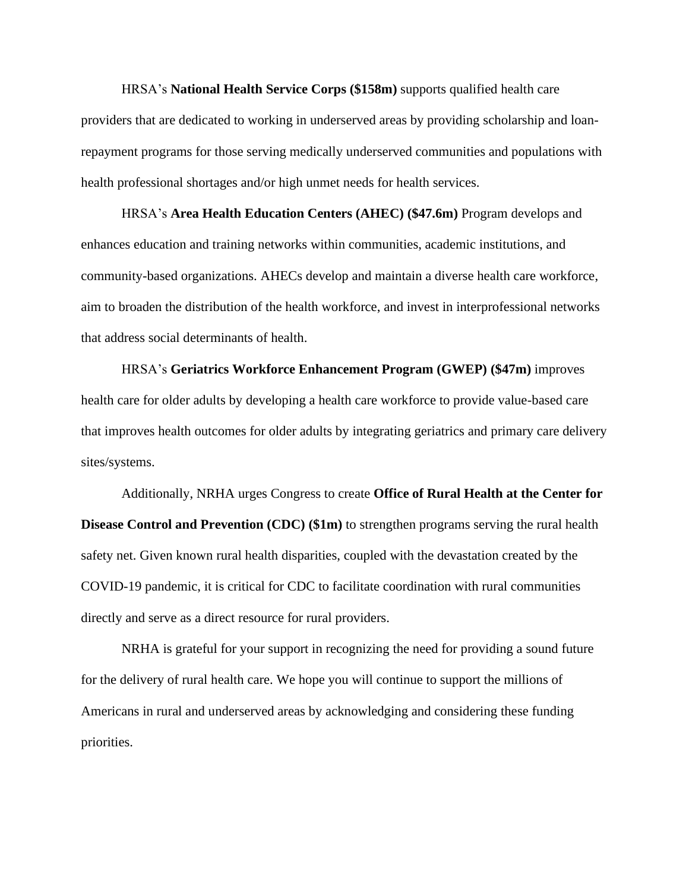HRSA's **National Health Service Corps ($158m)** supports qualified health care providers that are dedicated to working in underserved areas by providing scholarship and loan-repayment programs for those serving medically underserved communities and populations with health professional shortages and/or high unmet needs for health services.

HRSA's **Area Health Education Centers (AHEC) ($47.6m)** Program develops and enhances education and training networks within communities, academic institutions, and community-based organizations. AHECs develop and maintain a diverse health care workforce, aim to broaden the distribution of the health workforce, and invest in interprofessional networks that address social determinants of health.

HRSA's **Geriatrics Workforce Enhancement Program (GWEP) ($47m)** improves health care for older adults by developing a health care workforce to provide value-based care that improves health outcomes for older adults by integrating geriatrics and primary care delivery sites/systems.

Additionally, NRHA urges Congress to create **Office of Rural Health at the Center for Disease Control and Prevention (CDC) ($1m)** to strengthen programs serving the rural health safety net. Given known rural health disparities, coupled with the devastation created by the COVID-19 pandemic, it is critical for CDC to facilitate coordination with rural communities directly and serve as a direct resource for rural providers.

NRHA is grateful for your support in recognizing the need for providing a sound future for the delivery of rural health care. We hope you will continue to support the millions of Americans in rural and underserved areas by acknowledging and considering these funding priorities.